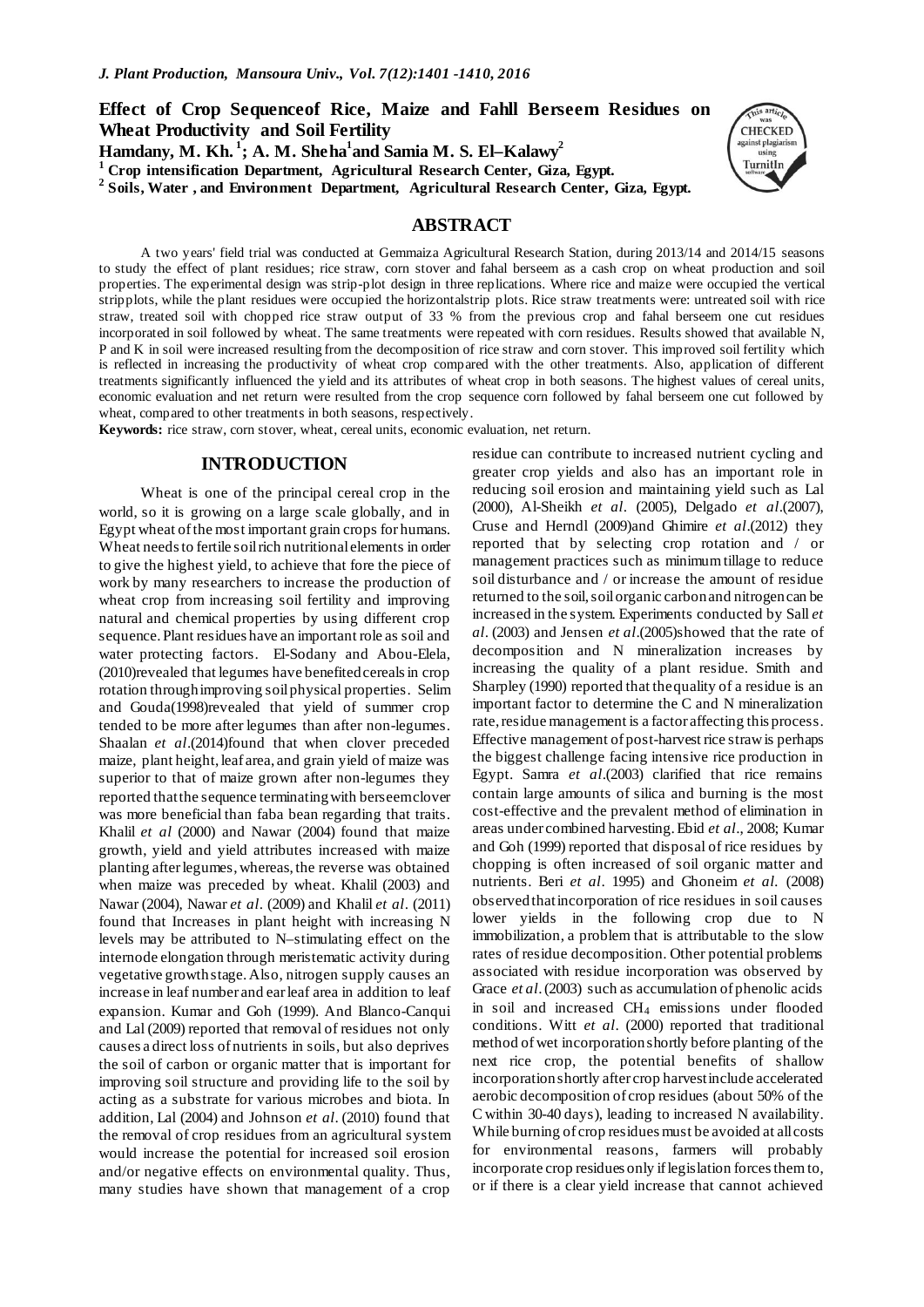# Effect of Crop Sequenceof Rice, Maize and Fahll Berseem Residues on Wheat Productivity and Soil Fertility

**Hamdany, M. Kh.[1]; A. M. Sheha[1] and Samia M. S. El–Kalawy[2]**

[1] Crop intensification Department, Agricultural Research Center, Giza, Egypt.

[2] Soils, Water , and Environment Department, Agricultural Research Center, Giza, Egypt.

## ABSTRACT

A two years' field trial was conducted at Gemmaiza Agricultural Research Station, during 2013/14 and 2014/15 seasons to study the effect of plant residues; rice straw, corn stover and fahal berseem as a cash crop on wheat production and soil properties. The experimental design was strip-plot design in three replications. Where rice and maize were occupied the vertical stripplots, while the plant residues were occupied the horizontalstrip plots. Rice straw treatments were: untreated soil with rice straw, treated soil with chopped rice straw output of 33 % from the previous crop and fahal berseem one cut residues incorporated in soil followed by wheat. The same treatments were repeated with corn residues. Results showed that available N, P and K in soil were increased resulting from the decomposition of rice straw and corn stover. This improved soil fertility which is reflected in increasing the productivity of wheat crop compared with the other treatments. Also, application of different treatments significantly influenced the yield and its attributes of wheat crop in both seasons. The highest values of cereal units, economic evaluation and net return were resulted from the crop sequence corn followed by fahal berseem one cut followed by wheat, compared to other treatments in both seasons, respectively.

**Keywords:** rice straw, corn stover, wheat, cereal units, economic evaluation, net return.

## INTRODUCTION

Wheat is one of the principal cereal crop in the world, so it is growing on a large scale globally, and in Egypt wheat of the most important grain crops for humans. Wheat needs to fertile soil rich nutritional elements in order to give the highest yield, to achieve that fore the piece of work by many researchers to increase the production of wheat crop from increasing soil fertility and improving natural and chemical properties by using different crop sequence. Plant residues have an important role as soil and water protecting factors. El-Sodany and Abou-Elela, (2010)revealed that legumes have benefited cereals in crop rotation through improving soil physical properties. Selim and Gouda(1998)revealed that yield of summer crop tended to be more after legumes than after non-legumes. Shaalan *et al*.(2014)found that when clover preceded maize, plant height, leaf area, and grain yield of maize was superior to that of maize grown after non-legumes they reported that the sequence terminating with berseem clover was more beneficial than faba bean regarding that traits. Khalil *et al* (2000) and Nawar (2004) found that maize growth, yield and yield attributes increased with maize planting after legumes, whereas, the reverse was obtained when maize was preceded by wheat. Khalil (2003) and Nawar (2004), Nawar *et al*. (2009) and Khalil *et al*. (2011) found that Increases in plant height with increasing N levels may be attributed to N–stimulating effect on the internode elongation through meristematic activity during vegetative growth stage. Also, nitrogen supply causes an increase in leaf number and ear leaf area in addition to leaf expansion. Kumar and Goh (1999). And Blanco-Canqui and Lal (2009) reported that removal of residues not only causes a direct loss of nutrients in soils, but also deprives the soil of carbon or organic matter that is important for improving soil structure and providing life to the soil by acting as a substrate for various microbes and biota. In addition, Lal (2004) and Johnson *et al*. (2010) found that the removal of crop residues from an agricultural system would increase the potential for increased soil erosion and/or negative effects on environmental quality. Thus, many studies have shown that management of a crop residue can contribute to increased nutrient cycling and greater crop yields and also has an important role in reducing soil erosion and maintaining yield such as Lal (2000), Al-Sheikh *et al*. (2005), Delgado *et al*.(2007), Cruse and Herndl (2009)and Ghimire *et al*.(2012) they reported that by selecting crop rotation and / or management practices such as minimum tillage to reduce soil disturbance and / or increase the amount of residue returned to the soil, soil organic carbon and nitrogen can be increased in the system. Experiments conducted by Sall *et al*. (2003) and Jensen *et al*.(2005)showed that the rate of decomposition and N mineralization increases by increasing the quality of a plant residue. Smith and Sharpley (1990) reported that the quality of a residue is an important factor to determine the C and N mineralization rate, residue management is a factor affecting this process. Effective management of post-harvest rice straw is perhaps the biggest challenge facing intensive rice production in Egypt. Samra *et al*.(2003) clarified that rice remains contain large amounts of silica and burning is the most cost-effective and the prevalent method of elimination in areas under combined harvesting. Ebid *et al*., 2008; Kumar and Goh (1999) reported that disposal of rice residues by chopping is often increased of soil organic matter and nutrients. Beri *et al*. 1995) and Ghoneim *et al*. (2008) observed that incorporation of rice residues in soil causes lower yields in the following crop due to N immobilization, a problem that is attributable to the slow rates of residue decomposition. Other potential problems associated with residue incorporation was observed by Grace *et al*. (2003) such as accumulation of phenolic acids in soil and increased $CH_4$ emissions under flooded conditions. Witt *et al*. (2000) reported that traditional method of wet incorporation shortly before planting of the next rice crop, the potential benefits of shallow incorporation shortly after crop harvest include accelerated aerobic decomposition of crop residues (about 50% of the C within 30-40 days), leading to increased N availability. While burning of crop residues must be avoided at all costs for environmental reasons, farmers will probably incorporate crop residues only if legislation forces them to, or if there is a clear yield increase that cannot achieved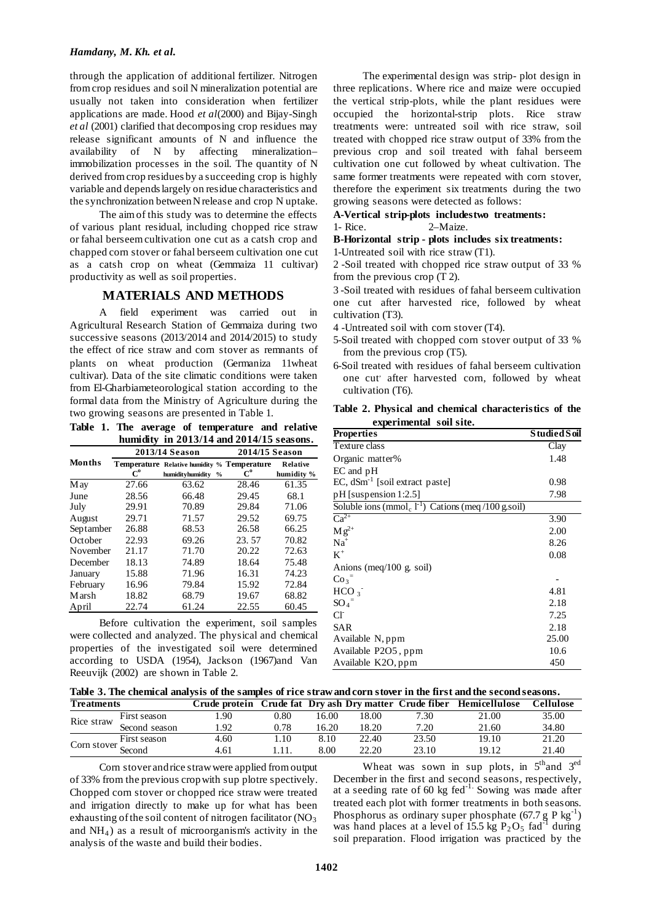through the application of additional fertilizer. Nitrogen from crop residues and soil N mineralization potential are usually not taken into consideration when fertilizer applications are made. Hood *et al*(2000) and Bijay-Singh *et al* (2001) clarified that decomposing crop residues may release significant amounts of N and influence the availability of N by affecting mineralization–immobilization processes in the soil. The quantity of N derived from crop residues by a succeeding crop is highly variable and depends largely on residue characteristics and the synchronization between N release and crop N uptake.

The aim of this study was to determine the effects of various plant residual, including chopped rice straw or fahal berseem cultivation one cut as a catsh crop and chapped corn stover or fahal berseem cultivation one cut as a catsh crop on wheat (Gemmaiza 11 cultivar) productivity as well as soil properties.

## MATERIALS AND METHODS

A field experiment was carried out in Agricultural Research Station of Gemmaiza during two successive seasons (2013/2014 and 2014/2015) to study the effect of rice straw and corn stover as remnants of plants on wheat production (Germaniza 11wheat cultivar). Data of the site climatic conditions were taken from El-Gharbiameteorological station according to the formal data from the Ministry of Agriculture during the two growing seasons are presented in Table 1.

**Table 1. The average of temperature and relative humidity in 2013/14 and 2014/15 seasons.**

| Months | 2013/14 Season | | 2014/15 Season | |
|---|---|---|---|---|
| | Temperature C° | Relative humidity % | Temperature C° | Relative humidity % |
| May | 27.66 | 63.62 | 28.46 | 61.35 |
| June | 28.56 | 66.48 | 29.45 | 68.1 |
| July | 29.91 | 70.89 | 29.84 | 71.06 |
| August | 29.71 | 71.57 | 29.52 | 69.75 |
| September | 26.88 | 68.53 | 26.58 | 66.25 |
| October | 22.93 | 69.26 | 23. 57 | 70.82 |
| November | 21.17 | 71.70 | 20.22 | 72.63 |
| December | 18.13 | 74.89 | 18.64 | 75.48 |
| January | 15.88 | 71.96 | 16.31 | 74.23 |
| February | 16.96 | 79.84 | 15.92 | 72.84 |
| Marsh | 18.82 | 68.79 | 19.67 | 68.82 |
| April | 22.74 | 61.24 | 22.55 | 60.45 |

Before cultivation the experiment, soil samples were collected and analyzed. The physical and chemical properties of the investigated soil were determined according to USDA (1954), Jackson (1967)and Van Reeuvijk (2002) are shown in Table 2.

The experimental design was strip- plot design in three replications. Where rice and maize were occupied the vertical strip-plots, while the plant residues were occupied the horizontal-strip plots. Rice straw treatments were: untreated soil with rice straw, soil treated with chopped rice straw output of 33% from the previous crop and soil treated with fahal berseem cultivation one cut followed by wheat cultivation. The same former treatments were repeated with corn stover, therefore the experiment six treatments during the two growing seasons were detected as follows:

**A-Vertical strip-plots includestwo treatments:**

1- Rice. 2–Maize.

**B-Horizontal strip - plots includes six treatments:**

1-Untreated soil with rice straw (T1).

2 -Soil treated with chopped rice straw output of 33 % from the previous crop (T 2).

3 -Soil treated with residues of fahal berseem cultivation one cut after harvested rice, followed by wheat cultivation (T3).

4 -Untreated soil with corn stover (T4).

5-Soil treated with chopped corn stover output of 33 % from the previous crop (T5).

6-Soil treated with residues of fahal berseem cultivation one cut' after harvested corn, followed by wheat cultivation (T6).

**Table 2. Physical and chemical characteristics of the experimental soil site.**

| Properties | Studied Soil |
|---|---|
| Texture class | Clay |
| Organic matter% | 1.48 |
| EC and pH | |
| EC, $dSm^{-1}$ [soil extract paste] | 0.98 |
| pH [suspension 1:2.5] | 7.98 |
| Soluble ions ($mmol_c\ l^{-1}$) Cations (meq /100 g.soil) | |
| $Ca^{2+}$ | 3.90 |
| $Mg^{2+}$ | 2.00 |
| $Na^{+}$ | 8.26 |
| $K^{+}$ | 0.08 |
| Anions (meq/100 g. soil) | |
| $Co_3^{=}$ | - |
| $HCO_3^{-}$ | 4.81 |
| $SO_4^{=}$ | 2.18 |
| $Cl^{-}$ | 7.25 |
| SAR | 2.18 |
| Available N, ppm | 25.00 |
| Available P2O5, ppm | 10.6 |
| Available K2O, ppm | 450 |

**Table 3. The chemical analysis of the samples of rice straw and corn stover in the first and the second seasons.**

| Treatments | | Crude protein | Crude fat | Dry ash | Dry matter | Crude fiber | Hemicellulose | Cellulose |
|---|---|---|---|---|---|---|---|---|
| Rice straw | First season | 1.90 | 0.80 | 16.00 | 18.00 | 7.30 | 21.00 | 35.00 |
| | Second season | 1.92 | 0.78 | 16.20 | 18.20 | 7.20 | 21.60 | 34.80 |
| Corn stover | First season | 4.60 | 1.10 | 8.10 | 22.40 | 23.50 | 19.10 | 21.20 |
| | Second | 4.61 | 1.11. | 8.00 | 22.20 | 23.10 | 19.12 | 21.40 |

Corn stover and rice straw were applied from output of 33% from the previous crop with sup plotre spectively. Chopped corn stover or chopped rice straw were treated and irrigation directly to make up for what has been exhausting of the soil content of nitrogen facilitator ($NO_3$ and $NH_4$) as a result of microorganism's activity in the analysis of the waste and build their bodies.

Wheat was sown in sup plots, in 5[th]and 3[ed] December in the first and second seasons, respectively, at a seeding rate of 60 kg $fed^{-1}$. Sowing was made after treated each plot with former treatments in both seasons. Phosphorus as ordinary super phosphate (67.7 g P $kg^{-1}$) was hand places at a level of 15.5 kg $P_2O_5$ $fad^{-1}$ during soil preparation. Flood irrigation was practiced by the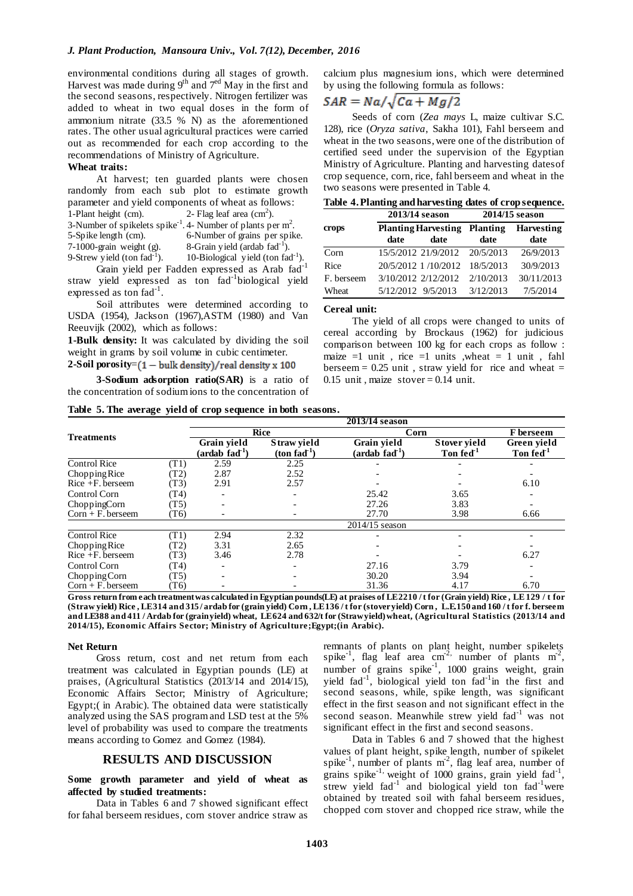environmental conditions during all stages of growth. Harvest was made during 9th and 7ed May in the first and the second seasons, respectively. Nitrogen fertilizer was added to wheat in two equal doses in the form of ammonium nitrate (33.5 % N) as the aforementioned rates. The other usual agricultural practices were carried out as recommended for each crop according to the recommendations of Ministry of Agriculture.

**Wheat traits:**

At harvest; ten guarded plants were chosen randomly from each sub plot to estimate growth parameter and yield components of wheat as follows:

1-Plant height (cm). 2- Flag leaf area ($cm^2$).
3-Number of spikelets $spike^{-1}$. 4- Number of plants per $m^2$.
5-Spike length (cm). 6-Number of grains per spike.
7-1000-grain weight (g). 8-Grain yield (ardab $fad^{-1}$).
9-Strew yield (ton $fad^{-1}$). 10-Biological yield (ton $fad^{-1}$).

Grain yield per Fadden expressed as Arab $fad^{-1}$ straw yield expressed as ton $fad^{-1}$biological yield expressed as ton $fad^{-1}$.

Soil attributes were determined according to USDA (1954), Jackson (1967),ASTM (1980) and Van Reeuvijk (2002), which as follows:

**1-Bulk density:** It was calculated by dividing the soil weight in grams by soil volume in cubic centimeter.

**2-Soil porosity**=$(1 - \text{bulk density})/\text{real density} \times 100$

**3-Sodium adsorption ratio(SAR)** is a ratio of the concentration of sodium ions to the concentration of calcium plus magnesium ions, which were determined by using the following formula as follows:

$$SAR = Na/\sqrt{Ca + Mg/2}$$

Seeds of corn (*Zea mays* L, maize cultivar S.C. 128), rice (*Oryza sativa*, Sakha 101), Fahl berseem and wheat in the two seasons, were one of the distribution of certified seed under the supervision of the Egyptian Ministry of Agriculture. Planting and harvesting datesof crop sequence, corn, rice, fahl berseem and wheat in the two seasons were presented in Table 4.

**Table 4. Planting and harvesting dates of crop sequence.**

| crops | 2013/14 season | | 2014/15 season | |
|---|---|---|---|---|
| | Planting date | Harvesting date | Planting date | Harvesting date |
| Corn | 15/5/2012 | 21/9/2012 | 20/5/2013 | 26/9/2013 |
| Rice | 20/5/2012 | 1 /10/2012 | 18/5/2013 | 30/9/2013 |
| F. berseem | 3/10/2012 | 2/12/2012 | 2/10/2013 | 30/11/2013 |
| Wheat | 5/12/2012 | 9/5/2013 | 3/12/2013 | 7/5/2014 |

**Cereal unit:**

The yield of all crops were changed to units of cereal according by Brockaus (1962) for judicious comparison between 100 kg for each crops as follow : maize =1 unit , rice =1 units ,wheat = 1 unit , fahl berseem = 0.25 unit , straw yield for rice and wheat = 0.15 unit , maize stover = 0.14 unit.

**Table 5. The average yield of crop sequence in both seasons.**

| Treatments | | Rice | | Corn | | F berseem |
|---|---|---|---|---|---|---|
| | | Grain yield (ardab $fad^{-1}$) | Straw yield (ton $fad^{-1}$) | Grain yield (ardab $fad^{-1}$) | Stover yield Ton $fed^{-1}$ | Green yield Ton $fed^{-1}$ |
| | | 2013/14 season | | | | |
| Control Rice | (T1) | 2.59 | 2.25 | - | - | - |
| Chopping Rice | (T2) | 2.87 | 2.52 | - | - | - |
| Rice +F. berseem | (T3) | 2.91 | 2.57 | - | - | 6.10 |
| Control Corn | (T4) | - | - | 25.42 | 3.65 | - |
| ChoppingCorn | (T5) | - | - | 27.26 | 3.83 | - |
| Corn + F. berseem | (T6) | - | - | 27.70 | 3.98 | 6.66 |
| | | 2014/15 season | | | | |
| Control Rice | (T1) | 2.94 | 2.32 | - | - | - |
| Chopping Rice | (T2) | 3.31 | 2.65 | - | - | - |
| Rice +F. berseem | (T3) | 3.46 | 2.78 | - | - | 6.27 |
| Control Corn | (T4) | - | - | 27.16 | 3.79 | - |
| Chopping Corn | (T5) | - | - | 30.20 | 3.94 | - |
| Corn + F. berseem | (T6) | - | - | 31.36 | 4.17 | 6.70 |

**Gross return from each treatment was calculated in Egyptian pounds(LE) at praises of LE2210 / t for (Grain yield) Rice , LE 129 / t for (Straw yield) Rice , LE314 and 315 / ardab for (grain yield) Corn , LE136 / t for (stover yield) Corn , L.E.150 and 160 / t for f. berseem and LE388 and 411 / Ardab for (grain yield) wheat, LE624 and 632/t for (Straw yield) wheat, (Agricultural Statistics (2013/14 and 2014/15), Economic Affairs Sector; Ministry of Agriculture;Egypt;(in Arabic).**

**Net Return**

Gross return, cost and net return from each treatment was calculated in Egyptian pounds (LE) at praises, (Agricultural Statistics (2013/14 and 2014/15), Economic Affairs Sector; Ministry of Agriculture; Egypt;( in Arabic). The obtained data were statistically analyzed using the SAS program and LSD test at the 5% level of probability was used to compare the treatments means according to Gomez and Gomez (1984).

## RESULTS AND DISCUSSION

**Some growth parameter and yield of wheat as affected by studied treatments:**

Data in Tables 6 and 7 showed significant effect for fahal berseem residues, corn stover andrice straw as remnants of plants on plant height, number spikelets $spike^{-1}$, flag leaf area $cm^{-2}$, number of plants $m^{-2}$, number of grains $spike^{-1}$, 1000 grains weight, grain yield $fad^{-1}$, biological yield ton $fad^{-1}$in the first and second seasons, while, spike length, was significant effect in the first season and not significant effect in the second season. Meanwhile strew yield $fad^{-1}$ was not significant effect in the first and second seasons.

Data in Tables 6 and 7 showed that the highest values of plant height, spike length, number of spikelet $spike^{-1}$, number of plants $m^{-2}$, flag leaf area, number of grains $spike^{-1}$, weight of 1000 grains, grain yield $fad^{-1}$, strew yield $fad^{-1}$ and biological yield ton $fad^{-1}$were obtained by treated soil with fahal berseem residues, chopped corn stover and chopped rice straw, while the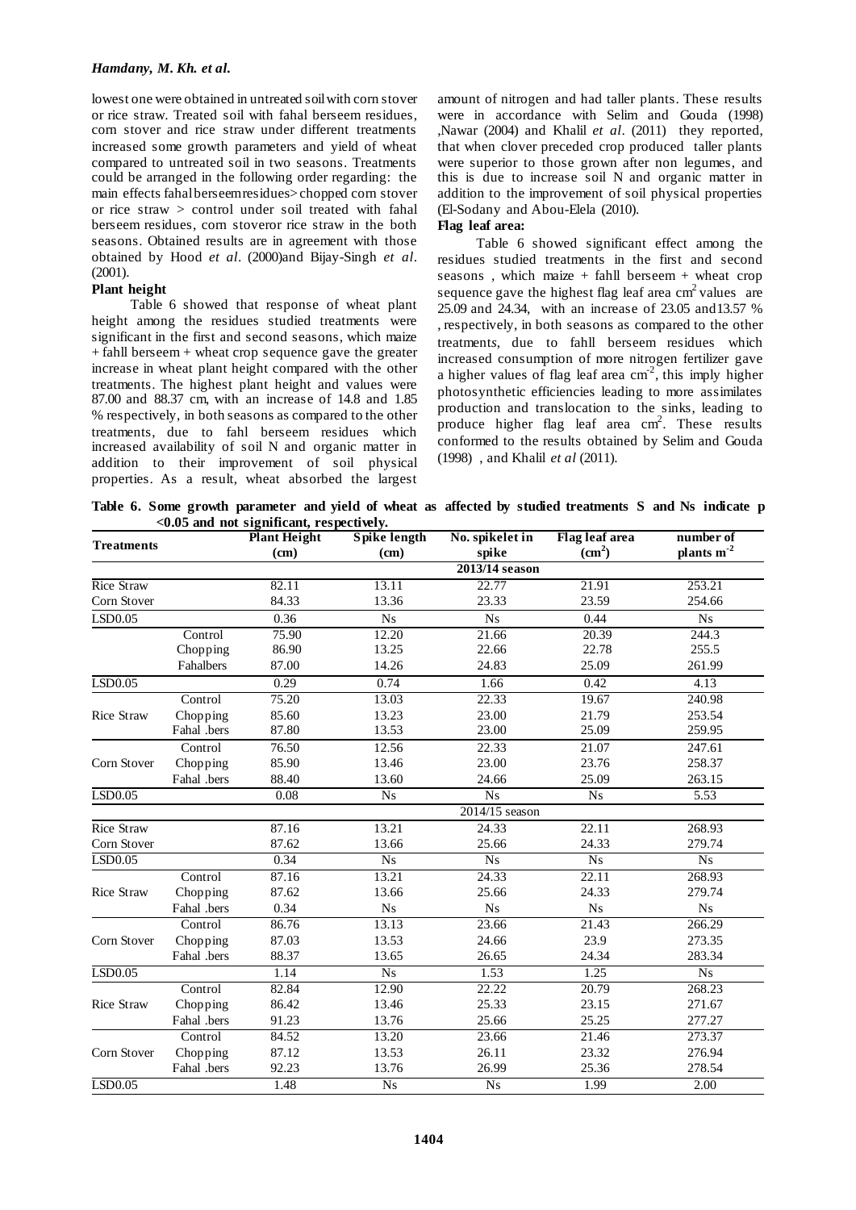lowest one were obtained in untreated soil with corn stover or rice straw. Treated soil with fahal berseem residues, corn stover and rice straw under different treatments increased some growth parameters and yield of wheat compared to untreated soil in two seasons. Treatments could be arranged in the following order regarding: the main effects fahal berseem residues> chopped corn stover or rice straw > control under soil treated with fahal berseem residues, corn stoveror rice straw in the both seasons. Obtained results are in agreement with those obtained by Hood *et al*. (2000)and Bijay-Singh *et al*. (2001).

**Plant height**

Table 6 showed that response of wheat plant height among the residues studied treatments were significant in the first and second seasons, which maize + fahll berseem + wheat crop sequence gave the greater increase in wheat plant height compared with the other treatments. The highest plant height and values were 87.00 and 88.37 cm, with an increase of 14.8 and 1.85 % respectively, in both seasons as compared to the other treatments, due to fahl berseem residues which increased availability of soil N and organic matter in addition to their improvement of soil physical properties. As a result, wheat absorbed the largest amount of nitrogen and had taller plants. These results were in accordance with Selim and Gouda (1998) ,Nawar (2004) and Khalil *et al*. (2011) they reported, that when clover preceded crop produced taller plants were superior to those grown after non legumes, and this is due to increase soil N and organic matter in addition to the improvement of soil physical properties (El-Sodany and Abou-Elela (2010).

**Flag leaf area:**

Table 6 showed significant effect among the residues studied treatments in the first and second seasons , which maize + fahll berseem + wheat crop sequence gave the highest flag leaf area cm$^2$ values are 25.09 and 24.34, with an increase of 23.05 and13.57 % , respectively, in both seasons as compared to the other treatments, due to fahll berseem residues which increased consumption of more nitrogen fertilizer gave a higher values of flag leaf area cm$^{-2}$, this imply higher photosynthetic efficiencies leading to more assimilates production and translocation to the sinks, leading to produce higher flag leaf area cm$^2$. These results conformed to the results obtained by Selim and Gouda (1998) , and Khalil *et al* (2011).

**Table 6. Some growth parameter and yield of wheat as affected by studied treatments S and Ns indicate p <0.05 and not significant, respectively.**

| Treatments | | Plant Height (cm) | Spike length (cm) | No. spikelet in spike | Flag leaf area (cm$^2$) | number of plants m$^{-2}$ |
|---|---|---|---|---|---|---|
| | | 2013/14 season | | | | |
| Rice Straw | | 82.11 | 13.11 | 22.77 | 21.91 | 253.21 |
| Corn Stover | | 84.33 | 13.36 | 23.33 | 23.59 | 254.66 |
| LSD0.05 | | 0.36 | Ns | Ns | 0.44 | Ns |
| | Control | 75.90 | 12.20 | 21.66 | 20.39 | 244.3 |
| | Chopping | 86.90 | 13.25 | 22.66 | 22.78 | 255.5 |
| | Fahalbers | 87.00 | 14.26 | 24.83 | 25.09 | 261.99 |
| LSD0.05 | | 0.29 | 0.74 | 1.66 | 0.42 | 4.13 |
| Rice Straw | Control | 75.20 | 13.03 | 22.33 | 19.67 | 240.98 |
| | Chopping | 85.60 | 13.23 | 23.00 | 21.79 | 253.54 |
| | Fahal .bers | 87.80 | 13.53 | 23.00 | 25.09 | 259.95 |
| Corn Stover | Control | 76.50 | 12.56 | 22.33 | 21.07 | 247.61 |
| | Chopping | 85.90 | 13.46 | 23.00 | 23.76 | 258.37 |
| | Fahal .bers | 88.40 | 13.60 | 24.66 | 25.09 | 263.15 |
| LSD0.05 | | 0.08 | Ns | Ns | Ns | 5.53 |
| | | 2014/15 season | | | | |
| Rice Straw | | 87.16 | 13.21 | 24.33 | 22.11 | 268.93 |
| Corn Stover | | 87.62 | 13.66 | 25.66 | 24.33 | 279.74 |
| LSD0.05 | | 0.34 | Ns | Ns | Ns | Ns |
| Rice Straw | Control | 87.16 | 13.21 | 24.33 | 22.11 | 268.93 |
| | Chopping | 87.62 | 13.66 | 25.66 | 24.33 | 279.74 |
| | Fahal .bers | 0.34 | Ns | Ns | Ns | Ns |
| Corn Stover | Control | 86.76 | 13.13 | 23.66 | 21.43 | 266.29 |
| | Chopping | 87.03 | 13.53 | 24.66 | 23.9 | 273.35 |
| | Fahal .bers | 88.37 | 13.65 | 26.65 | 24.34 | 283.34 |
| LSD0.05 | | 1.14 | Ns | 1.53 | 1.25 | Ns |
| Rice Straw | Control | 82.84 | 12.90 | 22.22 | 20.79 | 268.23 |
| | Chopping | 86.42 | 13.46 | 25.33 | 23.15 | 271.67 |
| | Fahal .bers | 91.23 | 13.76 | 25.66 | 25.25 | 277.27 |
| Corn Stover | Control | 84.52 | 13.20 | 23.66 | 21.46 | 273.37 |
| | Chopping | 87.12 | 13.53 | 26.11 | 23.32 | 276.94 |
| | Fahal .bers | 92.23 | 13.76 | 26.99 | 25.36 | 278.54 |
| LSD0.05 | | 1.48 | Ns | Ns | 1.99 | 2.00 |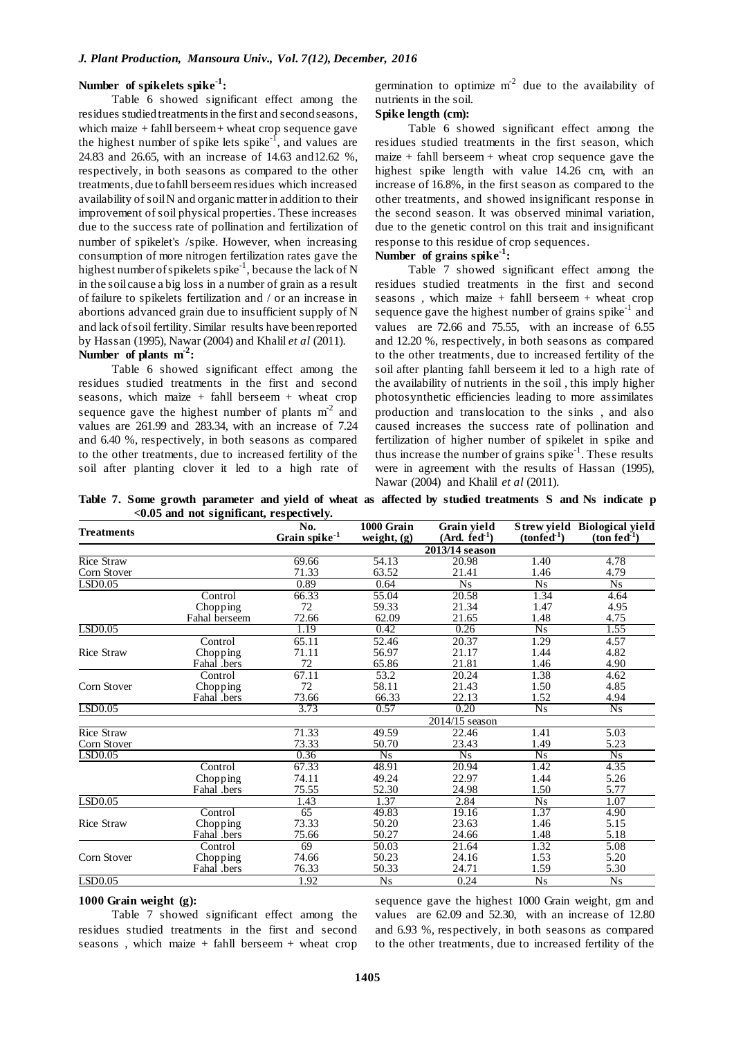**Number of spikelets spike$^{-1}$:**

Table 6 showed significant effect among the residues studied treatments in the first and second seasons, which maize + fahll berseem+ wheat crop sequence gave the highest number of spike lets spike$^{-1}$, and values are 24.83 and 26.65, with an increase of 14.63 and12.62 %, respectively, in both seasons as compared to the other treatments, due to fahll berseem residues which increased availability of soil N and organic matter in addition to their improvement of soil physical properties. These increases due to the success rate of pollination and fertilization of number of spikelet's /spike. However, when increasing consumption of more nitrogen fertilization rates gave the highest number of spikelets spike$^{-1}$, because the lack of N in the soil cause a big loss in a number of grain as a result of failure to spikelets fertilization and / or an increase in abortions advanced grain due to insufficient supply of N and lack of soil fertility. Similar results have been reported by Hassan (1995), Nawar (2004) and Khalil *et al* (2011).

**Number of plants m$^{-2}$:**

Table 6 showed significant effect among the residues studied treatments in the first and second seasons, which maize + fahll berseem + wheat crop sequence gave the highest number of plants m$^{-2}$ and values are 261.99 and 283.34, with an increase of 7.24 and 6.40 %, respectively, in both seasons as compared to the other treatments, due to increased fertility of the soil after planting clover it led to a high rate of germination to optimize m$^{-2}$ due to the availability of nutrients in the soil.

**Spike length (cm):**

Table 6 showed significant effect among the residues studied treatments in the first season, which maize + fahll berseem + wheat crop sequence gave the highest spike length with value 14.26 cm, with an increase of 16.8%, in the first season as compared to the other treatments, and showed insignificant response in the second season. It was observed minimal variation, due to the genetic control on this trait and insignificant response to this residue of crop sequences.

**Number of grains spike$^{-1}$:**

Table 7 showed significant effect among the residues studied treatments in the first and second seasons , which maize + fahll berseem + wheat crop sequence gave the highest number of grains spike$^{-1}$ and values are 72.66 and 75.55, with an increase of 6.55 and 12.20 %, respectively, in both seasons as compared to the other treatments, due to increased fertility of the soil after planting fahll berseem it led to a high rate of the availability of nutrients in the soil , this imply higher photosynthetic efficiencies leading to more assimilates production and translocation to the sinks , and also caused increases the success rate of pollination and fertilization of higher number of spikelet in spike and thus increase the number of grains spike$^{-1}$. These results were in agreement with the results of Hassan (1995), Nawar (2004) and Khalil *et al* (2011).

**Table 7. Some growth parameter and yield of wheat as affected by studied treatments S and Ns indicate p <0.05 and not significant, respectively.**

| Treatments | | No. Grain spike$^{-1}$ | 1000 Grain weight, (g) | Grain yield (Ard. fed$^{-1}$) | Strew yield (tonfed$^{-1}$) | Biological yield (ton fed$^{-1}$) |
|---|---|---|---|---|---|---|
| | | 2013/14 season | | | | |
| Rice Straw | | 69.66 | 54.13 | 20.98 | 1.40 | 4.78 |
| Corn Stover | | 71.33 | 63.52 | 21.41 | 1.46 | 4.79 |
| LSD0.05 | | 0.89 | 0.64 | Ns | Ns | Ns |
| | Control | 66.33 | 55.04 | 20.58 | 1.34 | 4.64 |
| | Chopping | 72 | 59.33 | 21.34 | 1.47 | 4.95 |
| | Fahal berseem | 72.66 | 62.09 | 21.65 | 1.48 | 4.75 |
| LSD0.05 | | 1.19 | 0.42 | 0.26 | Ns | 1.55 |
| Rice Straw | Control | 65.11 | 52.46 | 20.37 | 1.29 | 4.57 |
| | Chopping | 71.11 | 56.97 | 21.17 | 1.44 | 4.82 |
| | Fahal .bers | 72 | 65.86 | 21.81 | 1.46 | 4.90 |
| Corn Stover | Control | 67.11 | 53.2 | 20.24 | 1.38 | 4.62 |
| | Chopping | 72 | 58.11 | 21.43 | 1.50 | 4.85 |
| | Fahal .bers | 73.66 | 66.33 | 22.13 | 1.52 | 4.94 |
| LSD0.05 | | 3.73 | 0.57 | 0.20 | Ns | Ns |
| | | 2014/15 season | | | | |
| Rice Straw | | 71.33 | 49.59 | 22.46 | 1.41 | 5.03 |
| Corn Stover | | 73.33 | 50.70 | 23.43 | 1.49 | 5.23 |
| LSD0.05 | | 0.36 | Ns | Ns | Ns | Ns |
| | Control | 67.33 | 48.91 | 20.94 | 1.42 | 4.35 |
| | Chopping | 74.11 | 49.24 | 22.97 | 1.44 | 5.26 |
| | Fahal .bers | 75.55 | 52.30 | 24.98 | 1.50 | 5.77 |
| LSD0.05 | | 1.43 | 1.37 | 2.84 | Ns | 1.07 |
| Rice Straw | Control | 65 | 49.83 | 19.16 | 1.37 | 4.90 |
| | Chopping | 73.33 | 50.20 | 23.63 | 1.46 | 5.15 |
| | Fahal .bers | 75.66 | 50.27 | 24.66 | 1.48 | 5.18 |
| Corn Stover | Control | 69 | 50.03 | 21.64 | 1.32 | 5.08 |
| | Chopping | 74.66 | 50.23 | 24.16 | 1.53 | 5.20 |
| | Fahal .bers | 76.33 | 50.33 | 24.71 | 1.59 | 5.30 |
| LSD0.05 | | 1.92 | Ns | 0.24 | Ns | Ns |

**1000 Grain weight (g):**

Table 7 showed significant effect among the residues studied treatments in the first and second seasons , which maize + fahll berseem + wheat crop sequence gave the highest 1000 Grain weight, gm and values are 62.09 and 52.30, with an increase of 12.80 and 6.93 %, respectively, in both seasons as compared to the other treatments, due to increased fertility of the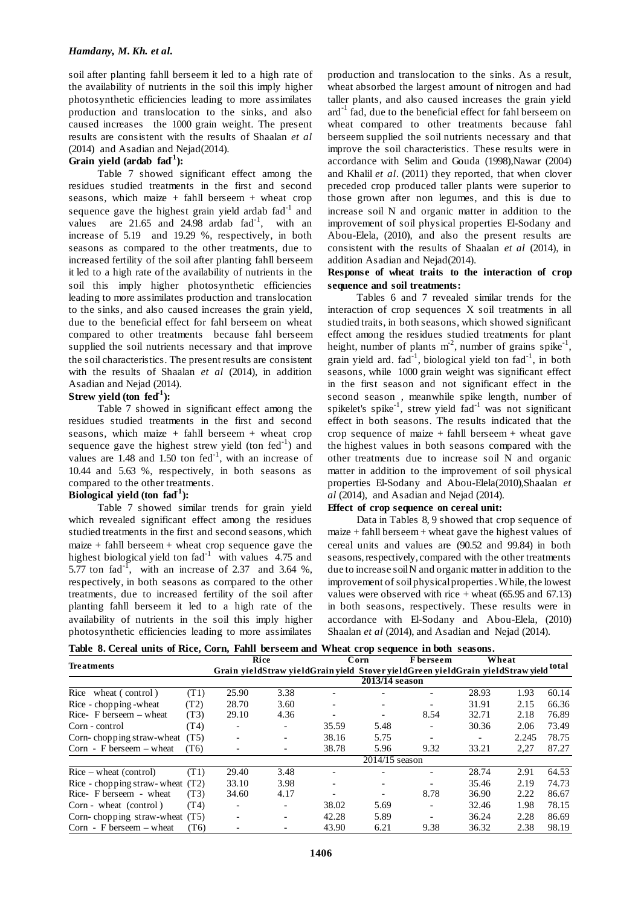soil after planting fahll berseem it led to a high rate of the availability of nutrients in the soil this imply higher photosynthetic efficiencies leading to more assimilates production and translocation to the sinks, and also caused increases the 1000 grain weight. The present results are consistent with the results of Shaalan *et al* (2014) and Asadian and Nejad(2014).

**Grain yield (ardab fad$^{-1}$):**

Table 7 showed significant effect among the residues studied treatments in the first and second seasons, which maize + fahll berseem + wheat crop sequence gave the highest grain yield ardab fad$^{-1}$ and values are 21.65 and 24.98 ardab fad$^{-1}$, with an increase of 5.19 and 19.29 %, respectively, in both seasons as compared to the other treatments, due to increased fertility of the soil after planting fahll berseem it led to a high rate of the availability of nutrients in the soil this imply higher photosynthetic efficiencies leading to more assimilates production and translocation to the sinks, and also caused increases the grain yield, due to the beneficial effect for fahl berseem on wheat compared to other treatments because fahl berseem supplied the soil nutrients necessary and that improve the soil characteristics. The present results are consistent with the results of Shaalan *et al* (2014), in addition Asadian and Nejad (2014).

**Strew yield (ton fed$^{-1}$):**

Table 7 showed in significant effect among the residues studied treatments in the first and second seasons, which maize + fahll berseem + wheat crop sequence gave the highest strew yield (ton fed$^{-1}$) and values are 1.48 and 1.50 ton fed$^{-1}$, with an increase of 10.44 and 5.63 %, respectively, in both seasons as compared to the other treatments.

**Biological yield (ton fad$^{-1}$):**

Table 7 showed similar trends for grain yield which revealed significant effect among the residues studied treatments in the first and second seasons, which maize + fahll berseem + wheat crop sequence gave the highest biological yield ton fad$^{-1}$ with values 4.75 and 5.77 ton fad$^{-1}$, with an increase of 2.37 and 3.64 %, respectively, in both seasons as compared to the other treatments, due to increased fertility of the soil after planting fahll berseem it led to a high rate of the availability of nutrients in the soil this imply higher photosynthetic efficiencies leading to more assimilates production and translocation to the sinks. As a result, wheat absorbed the largest amount of nitrogen and had taller plants, and also caused increases the grain yield ard$^{-1}$ fad, due to the beneficial effect for fahl berseem on wheat compared to other treatments because fahl berseem supplied the soil nutrients necessary and that improve the soil characteristics. These results were in accordance with Selim and Gouda (1998),Nawar (2004) and Khalil *et al*. (2011) they reported, that when clover preceded crop produced taller plants were superior to those grown after non legumes, and this is due to increase soil N and organic matter in addition to the improvement of soil physical properties El-Sodany and Abou-Elela, (2010), and also the present results are consistent with the results of Shaalan *et al* (2014), in addition Asadian and Nejad(2014).

**Response of wheat traits to the interaction of crop sequence and soil treatments:**

Tables 6 and 7 revealed similar trends for the interaction of crop sequences X soil treatments in all studied traits, in both seasons, which showed significant effect among the residues studied treatments for plant height, number of plants m$^{-2}$, number of grains spike$^{-1}$, grain yield ard. fad$^{-1}$, biological yield ton fad$^{-1}$, in both seasons, while 1000 grain weight was significant effect in the first season and not significant effect in the second season , meanwhile spike length, number of spikelet's spike$^{-1}$, strew yield fad$^{-1}$ was not significant effect in both seasons. The results indicated that the crop sequence of maize + fahll berseem + wheat gave the highest values in both seasons compared with the other treatments due to increase soil N and organic matter in addition to the improvement of soil physical properties El-Sodany and Abou-Elela(2010),Shaalan *et al* (2014), and Asadian and Nejad (2014).

**Effect of crop sequence on cereal unit:**

Data in Tables 8, 9 showed that crop sequence of maize + fahll berseem + wheat gave the highest values of cereal units and values are (90.52 and 99.84) in both seasons, respectively, compared with the other treatments due to increase soil N and organic matter in addition to the improvement of soil physical properties . While, the lowest values were observed with rice + wheat (65.95 and 67.13) in both seasons, respectively. These results were in accordance with El-Sodany and Abou-Elela, (2010) Shaalan *et al* (2014), and Asadian and Nejad (2014).

**Table 8. Cereal units of Rice, Corn, Fahll berseem and Wheat crop sequence in both seasons.**

| Treatments | | Rice | | Corn | | F berseem | Wheat | | total |
|---|---|---|---|---|---|---|---|---|---|
| | | Grain yield | Straw yield | Grain yield | Stover yield | Green yield | Grain yield | Straw yield | |
| 2013/14 season | | | | | | | | | |
| Rice wheat ( control ) | (T1) | 25.90 | 3.38 | - | - | - | 28.93 | 1.93 | 60.14 |
| Rice - chopping -wheat | (T2) | 28.70 | 3.60 | - | - | - | 31.91 | 2.15 | 66.36 |
| Rice- F berseem – wheat | (T3) | 29.10 | 4.36 | - | - | 8.54 | 32.71 | 2.18 | 76.89 |
| Corn - control | (T4) | - | - | 35.59 | 5.48 | - | 30.36 | 2.06 | 73.49 |
| Corn- chopping straw-wheat | (T5) | - | - | 38.16 | 5.75 | - | - | 2.245 | 78.75 |
| Corn - F berseem – wheat | (T6) | - | - | 38.78 | 5.96 | 9.32 | 33.21 | 2,27 | 87.27 |
| 2014/15 season | | | | | | | | | |
| Rice – wheat (control) | (T1) | 29.40 | 3.48 | - | - | - | 28.74 | 2.91 | 64.53 |
| Rice - chopping straw- wheat | (T2) | 33.10 | 3.98 | - | - | - | 35.46 | 2.19 | 74.73 |
| Rice- F berseem - wheat | (T3) | 34.60 | 4.17 | - | - | 8.78 | 36.90 | 2.22 | 86.67 |
| Corn - wheat (control ) | (T4) | - | - | 38.02 | 5.69 | - | 32.46 | 1.98 | 78.15 |
| Corn- chopping straw-wheat | (T5) | - | - | 42.28 | 5.89 | - | 36.24 | 2.28 | 86.69 |
| Corn - F berseem – wheat | (T6) | - | - | 43.90 | 6.21 | 9.38 | 36.32 | 2.38 | 98.19 |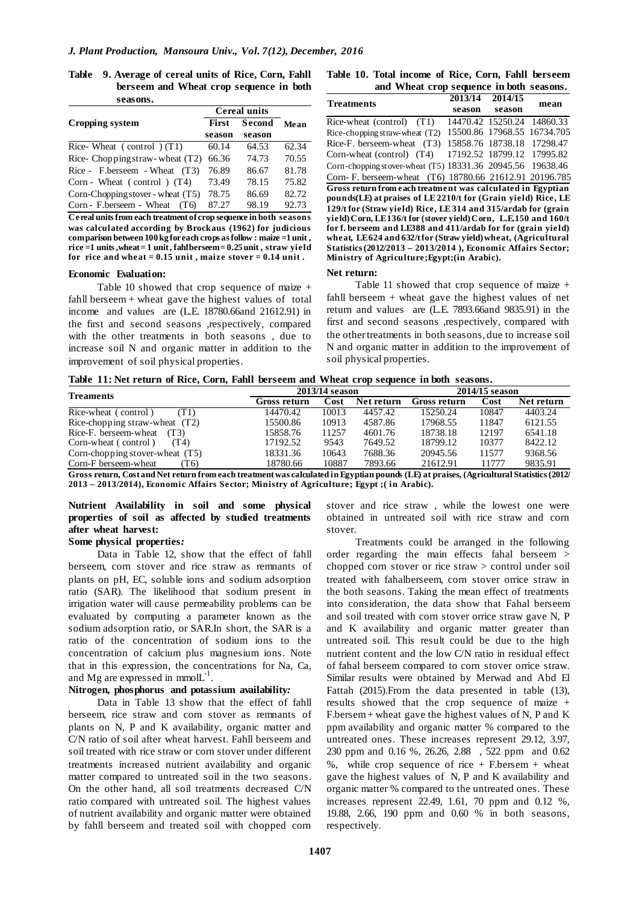**Table 9. Average of cereal units of Rice, Corn, Fahll berseem and Wheat crop sequence in both seasons.**

| Cropping system | Cereal units | | Mean |
|---|---|---|---|
| | First season | Second season | |
| Rice- Wheat ( control ) (T1) | 60.14 | 64.53 | 62.34 |
| Rice- Choppingstraw- wheat (T2) | 66.36 | 74.73 | 70.55 |
| Rice - F.berseem - Wheat (T3) | 76.89 | 86.67 | 81.78 |
| Corn - Wheat ( control ) (T4) | 73.49 | 78.15 | 75.82 |
| Corn-Choppingstover - wheat (T5) | 78.75 | 86.69 | 82.72 |
| Corn - F.berseem - Wheat (T6) | 87.27 | 98.19 | 92.73 |

**Cereal units from each treatment of crop sequence in both seasons was calculated according by Brockaus (1962) for judicious comparison between 100 kg for each crops as follow : maize =1 unit , rice =1 units ,wheat = 1 unit , fahl berseem = 0.25 unit , straw yield for rice and wheat = 0.15 unit , maize stover = 0.14 unit .**

**Table 10. Total income of Rice, Corn, Fahll berseem and Wheat crop sequence in both seasons.**

| Treatments | 2013/14 season | 2014/15 season | mean |
|---|---|---|---|
| Rice-wheat (control) (T1) | 14470.42 | 15250.24 | 14860.33 |
| Rice-chopping straw-wheat (T2) | 15500.86 | 17968.55 | 16734.705 |
| Rice-F. berseem-wheat (T3) | 15858.76 | 18738.18 | 17298.47 |
| Corn-wheat (control) (T4) | 17192.52 | 18799.12 | 17995.82 |
| Corn-chopping stover-wheat (T5) | 18331.36 | 20945.56 | 19638.46 |
| Corn- F. berseem-wheat (T6) | 18780.66 | 21612.91 | 20196.785 |

**Gross return from each treatment was calculated in Egyptian pounds(LE) at praises of LE 2210/t for (Grain yield) Rice, LE 129/t for (Straw yield) Rice, LE 314 and 315/ardab for (grain yield) Corn, LE136/t for (stover yield) Corn, L.E.150 and 160/t for f. berseem and LE388 and 411/ardab for for (grain yield) wheat, LE624 and 632/t for (Straw yield) wheat, (Agricultural Statistics (2012/2013 – 2013/2014 ), Economic Affairs Sector; Ministry of Agriculture;Egypt;(in Arabic).**

### Economic Evaluation:

Table 10 showed that crop sequence of maize + fahll berseem + wheat gave the highest values of total income and values are (L.E. 18780.66and 21612.91) in the first and second seasons ,respectively, compared with the other treatments in both seasons , due to increase soil N and organic matter in addition to the improvement of soil physical properties.

### Net return:

Table 11 showed that crop sequence of maize + fahll berseem + wheat gave the highest values of net return and values are (L.E. 7893.66and 9835.91) in the first and second seasons ,respectively, compared with the other treatments in both seasons, due to increase soil N and organic matter in addition to the improvement of soil physical properties.

**Table 11: Net return of Rice, Corn, Fahll berseem and Wheat crop sequence in both seasons.**

| Treaments | 2013/14 season | | | 2014/15 season | | |
|---|---|---|---|---|---|---|
| | Gross return | Cost | Net return | Gross return | Cost | Net return |
| Rice-wheat ( control ) (T1) | 14470.42 | 10013 | 4457.42 | 15250.24 | 10847 | 4403.24 |
| Rice-chopping straw-wheat (T2) | 15500.86 | 10913 | 4587.86 | 17968.55 | 11847 | 6121.55 |
| Rice-F. berseem-wheat (T3) | 15858.76 | 11257 | 4601.76 | 18738.18 | 12197 | 6541.18 |
| Corn-wheat ( control ) (T4) | 17192.52 | 9543 | 7649.52 | 18799.12 | 10377 | 8422.12 |
| Corn-chopping stover-wheat (T5) | 18331.36 | 10643 | 7688.36 | 20945.56 | 11577 | 9368.56 |
| Corn-F berseem-wheat (T6) | 18780.66 | 10887 | 7893.66 | 21612.91 | 11777 | 9835.91 |

**Gross return, Cost and Net return from each treatment was calculated in Egyptian pounds (LE) at praises, (Agricultural Statistics (2012/ 2013 – 2013/2014), Economic Affairs Sector; Ministry of Agriculture; Egypt ;( in Arabic).**

### Nutrient Availability in soil and some physical properties of soil as affected by studied treatments after wheat harvest:

#### Some physical properties*:*

Data in Table 12, show that the effect of fahll berseem, corn stover and rice straw as remnants of plants on pH, EC, soluble ions and sodium adsorption ratio (SAR). The likelihood that sodium present in irrigation water will cause permeability problems can be evaluated by computing a parameter known as the sodium adsorption ratio, or SAR.In short, the SAR is a ratio of the concentration of sodium ions to the concentration of calcium plus magnesium ions. Note that in this expression, the concentrations for Na, Ca, and Mg are expressed in mmol$L^{-1}$.

#### Nitrogen, phosphorus and potassium availability*:*

Data in Table 13 show that the effect of fahll berseem, rice straw and corn stover as remnants of plants on N, P and K availability, organic matter and C/N ratio of soil after wheat harvest. Fahll berseem and soil treated with rice straw or corn stover under different treatments increased nutrient availability and organic matter compared to untreated soil in the two seasons. On the other hand, all soil treatments decreased C/N ratio compared with untreated soil. The highest values of nutrient availability and organic matter were obtained by fahll berseem and treated soil with chopped corn stover and rice straw , while the lowest one were obtained in untreated soil with rice straw and corn stover.

Treatments could be arranged in the following order regarding the main effects fahal berseem > chopped corn stover or rice straw > control under soil treated with fahalberseem, corn stover orrice straw in the both seasons. Taking the mean effect of treatments into consideration, the data show that Fahal berseem and soil treated with corn stover orrice straw gave N, P and K availability and organic matter greater than untreated soil. This result could be due to the high nutrient content and the low C/N ratio in residual effect of fahal berseem compared to corn stover orrice straw. Similar results were obtained by Merwad and Abd El Fattah (2015).From the data presented in table (13), results showed that the crop sequence of maize + F.bersem + wheat gave the highest values of N, P and K ppm availability and organic matter % compared to the untreated ones. These increases represent 29.12, 3.97, 230 ppm and 0.16 %, 26.26, 2.88 , 522 ppm and 0.62 %, while crop sequence of rice + F.bersem + wheat gave the highest values of N, P and K availability and organic matter % compared to the untreated ones. These increases represent 22.49, 1.61, 70 ppm and 0.12 %, 19.88, 2.66, 190 ppm and 0.60 % in both seasons, respectively.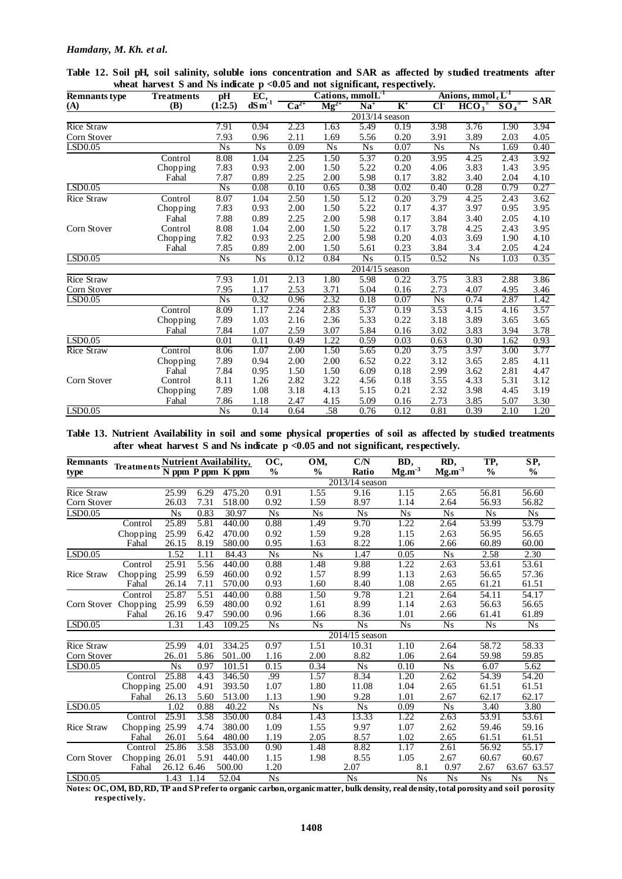**Table 12. Soil pH, soil salinity, soluble ions concentration and SAR as affected by studied treatments after wheat harvest S and Ns indicate p <0.05 and not significant, respectively.**

| Remnants type (A) | Treatments (B) | pH (1:2.5) | EC, $dSm^{-1}$ | Cations, $mmolL^{-1}$ | | | | Anions, $mmol_cL^{-1}$ | | | SAR |
|---|---|---|---|---|---|---|---|---|---|---|---|
| | | | | $Ca^{2+}$ | $Mg^{2+}$ | $Na^{+}$ | $K^{+}$ | $Cl^{-}$ | $HCO_3^{=}$ | $SO_4^{=}$ | |
| | | | | | | 2013/14 season | | | | | |
| Rice Straw | | 7.91 | 0.94 | 2.23 | 1.63 | 5.49 | 0.19 | 3.98 | 3.76 | 1.90 | 3.94 |
| Corn Stover | | 7.93 | 0.96 | 2.11 | 1.69 | 5.56 | 0.20 | 3.91 | 3.89 | 2.03 | 4.05 |
| LSD0.05 | | Ns | Ns | 0.09 | Ns | Ns | 0.07 | Ns | Ns | 1.69 | 0.40 |
| | Control | 8.08 | 1.04 | 2.25 | 1.50 | 5.37 | 0.20 | 3.95 | 4.25 | 2.43 | 3.92 |
| | Chopping | 7.83 | 0.93 | 2.00 | 1.50 | 5.22 | 0.20 | 4.06 | 3.83 | 1.43 | 3.95 |
| | Fahal | 7.87 | 0.89 | 2.25 | 2.00 | 5.98 | 0.17 | 3.82 | 3.40 | 2.04 | 4.10 |
| LSD0.05 | | Ns | 0.08 | 0.10 | 0.65 | 0.38 | 0.02 | 0.40 | 0.28 | 0.79 | 0.27 |
| Rice Straw | Control | 8.07 | 1.04 | 2.50 | 1.50 | 5.12 | 0.20 | 3.79 | 4.25 | 2.43 | 3.62 |
| | Chopping | 7.83 | 0.93 | 2.00 | 1.50 | 5.22 | 0.17 | 4.37 | 3.97 | 0.95 | 3.95 |
| | Fahal | 7.88 | 0.89 | 2.25 | 2.00 | 5.98 | 0.17 | 3.84 | 3.40 | 2.05 | 4.10 |
| Corn Stover | Control | 8.08 | 1.04 | 2.00 | 1.50 | 5.22 | 0.17 | 3.78 | 4.25 | 2.43 | 3.95 |
| | Chopping | 7.82 | 0.93 | 2.25 | 2.00 | 5.98 | 0.20 | 4.03 | 3.69 | 1.90 | 4.10 |
| | Fahal | 7.85 | 0.89 | 2.00 | 1.50 | 5.61 | 0.23 | 3.84 | 3.4 | 2.05 | 4.24 |
| LSD0.05 | | Ns | Ns | 0.12 | 0.84 | Ns | 0.15 | 0.52 | Ns | 1.03 | 0.35 |
| | | | | | | 2014/15 season | | | | | |
| Rice Straw | | 7.93 | 1.01 | 2.13 | 1.80 | 5.98 | 0.22 | 3.75 | 3.83 | 2.88 | 3.86 |
| Corn Stover | | 7.95 | 1.17 | 2.53 | 3.71 | 5.04 | 0.16 | 2.73 | 4.07 | 4.95 | 3.46 |
| LSD0.05 | | Ns | 0.32 | 0.96 | 2.32 | 0.18 | 0.07 | Ns | 0.74 | 2.87 | 1.42 |
| | Control | 8.09 | 1.17 | 2.24 | 2.83 | 5.37 | 0.19 | 3.53 | 4.15 | 4.16 | 3.57 |
| | Chopping | 7.89 | 1.03 | 2.16 | 2.36 | 5.33 | 0.22 | 3.18 | 3.89 | 3.65 | 3.65 |
| | Fahal | 7.84 | 1.07 | 2.59 | 3.07 | 5.84 | 0.16 | 3.02 | 3.83 | 3.94 | 3.78 |
| LSD0.05 | | 0.01 | 0.11 | 0.49 | 1.22 | 0.59 | 0.03 | 0.63 | 0.30 | 1.62 | 0.93 |
| Rice Straw | Control | 8.06 | 1.07 | 2.00 | 1.50 | 5.65 | 0.20 | 3.75 | 3.97 | 3.00 | 3.77 |
| | Chopping | 7.89 | 0.94 | 2.00 | 2.00 | 6.52 | 0.22 | 3.12 | 3.65 | 2.85 | 4.11 |
| | Fahal | 7.84 | 0.95 | 1.50 | 1.50 | 6.09 | 0.18 | 2.99 | 3.62 | 2.81 | 4.47 |
| Corn Stover | Control | 8.11 | 1.26 | 2.82 | 3.22 | 4.56 | 0.18 | 3.55 | 4.33 | 5.31 | 3.12 |
| | Chopping | 7.89 | 1.08 | 3.18 | 4.13 | 5.15 | 0.21 | 2.32 | 3.98 | 4.45 | 3.19 |
| | Fahal | 7.86 | 1.18 | 2.47 | 4.15 | 5.09 | 0.16 | 2.73 | 3.85 | 5.07 | 3.30 |
| LSD0.05 | | Ns | 0.14 | 0.64 | .58 | 0.76 | 0.12 | 0.81 | 0.39 | 2.10 | 1.20 |

**Table 13. Nutrient Availability in soil and some physical properties of soil as affected by studied treatments after wheat harvest S and Ns indicate p <0.05 and not significant, respectively.**

| Remnants type | Treatments | Nutrient Availability, N ppm | P ppm | K ppm | OC, % | OM, % | C/N Ratio | BD, $Mg.m^{-3}$ | RD, $Mg.m^{-3}$ | TP, % | SP, % |
|---|---|---|---|---|---|---|---|---|---|---|---|
| | | | | | | | 2013/14 season | | | | |
| Rice Straw | | 25.99 | 6.29 | 475.20 | 0.91 | 1.55 | 9.16 | 1.15 | 2.65 | 56.81 | 56.60 |
| Corn Stover | | 26.03 | 7.31 | 518.00 | 0.92 | 1.59 | 8.97 | 1.14 | 2.64 | 56.93 | 56.82 |
| LSD0.05 | | Ns | 0.83 | 30.97 | Ns | Ns | Ns | Ns | Ns | Ns | Ns |
| | Control | 25.89 | 5.81 | 440.00 | 0.88 | 1.49 | 9.70 | 1.22 | 2.64 | 53.99 | 53.79 |
| | Chopping | 25.99 | 6.42 | 470.00 | 0.92 | 1.59 | 9.28 | 1.15 | 2.63 | 56.95 | 56.65 |
| | Fahal | 26.15 | 8.19 | 580.00 | 0.95 | 1.63 | 8.22 | 1.06 | 2.66 | 60.89 | 60.00 |
| LSD0.05 | | 1.52 | 1.11 | 84.43 | Ns | Ns | 1.47 | 0.05 | Ns | 2.58 | 2.30 |
| Rice Straw | Control | 25.91 | 5.56 | 440.00 | 0.88 | 1.48 | 9.88 | 1.22 | 2.63 | 53.61 | 53.61 |
| | Chopping | 25.99 | 6.59 | 460.00 | 0.92 | 1.57 | 8.99 | 1.13 | 2.63 | 56.65 | 57.36 |
| | Fahal | 26.14 | 7.11 | 570.00 | 0.93 | 1.60 | 8.40 | 1.08 | 2.65 | 61.21 | 61.51 |
| Corn Stover | Control | 25.87 | 5.51 | 440.00 | 0.88 | 1.50 | 9.78 | 1.21 | 2.64 | 54.11 | 54.17 |
| | Chopping | 25.99 | 6.59 | 480.00 | 0.92 | 1.61 | 8.99 | 1.14 | 2.63 | 56.63 | 56.65 |
| | Fahal | 26.16 | 9.47 | 590.00 | 0.96 | 1.66 | 8.36 | 1.01 | 2.66 | 61.41 | 61.89 |
| LSD0.05 | | 1.31 | 1.43 | 109.25 | Ns | Ns | Ns | Ns | Ns | Ns | Ns |
| | | | | | | | 2014/15 season | | | | |
| Rice Straw | | 25.99 | 4.01 | 334.25 | 0.97 | 1.51 | 10.31 | 1.10 | 2.64 | 58.72 | 58.33 |
| Corn Stover | | 26..01 | 5.86 | 501..00 | 1.16 | 2.00 | 8.82 | 1.06 | 2.64 | 59.98 | 59.85 |
| LSD0.05 | | Ns | 0.97 | 101.51 | 0.15 | 0.34 | Ns | 0.10 | Ns | 6.07 | 5.62 |
| | Control | 25.88 | 4.43 | 346.50 | .99 | 1.57 | 8.34 | 1.20 | 2.62 | 54.39 | 54.20 |
| | Chopping | 25.00 | 4.91 | 393.50 | 1.07 | 1.80 | 11.08 | 1.04 | 2.65 | 61.51 | 61.51 |
| | Fahal | 26.13 | 5.60 | 513.00 | 1.13 | 1.90 | 9.28 | 1.01 | 2.67 | 62.17 | 62.17 |
| LSD0.05 | | 1.02 | 0.88 | 40.22 | Ns | Ns | Ns | 0.09 | Ns | 3.40 | 3.80 |
| Rice Straw | Control | 25.91 | 3.58 | 350.00 | 0.84 | 1.43 | 13.33 | 1.22 | 2.63 | 53.91 | 53.61 |
| | Chopping | 25.99 | 4.74 | 380.00 | 1.09 | 1.55 | 9.97 | 1.07 | 2.62 | 59.46 | 59.16 |
| | Fahal | 26.01 | 5.64 | 480.00 | 1.19 | 2.05 | 8.57 | 1.02 | 2.65 | 61.51 | 61.51 |
| Corn Stover | Control | 25.86 | 3.58 | 353.00 | 0.90 | 1.48 | 8.82 | 1.17 | 2.61 | 56.92 | 55.17 |
| | Chopping | 26.01 | 5.91 | 440.00 | 1.15 | 1.98 | 8.55 | 1.05 | 2.67 | 60.67 | 60.67 |
| | Fahal | 26.12 | 6.46 | 500.00 | 1.20 | 2.07 | 8.1 | 0.97 | 2.67 | 63.67 | 63.57 |
| LSD0.05 | | 1.43 | 1.14 | 52.04 | Ns | Ns | Ns | Ns | Ns | Ns | Ns |

**Notes: OC, OM, BD, RD, TP and SP refer to organic carbon, organic matter, bulk density, real density, total porosity and soil porosity respectively.**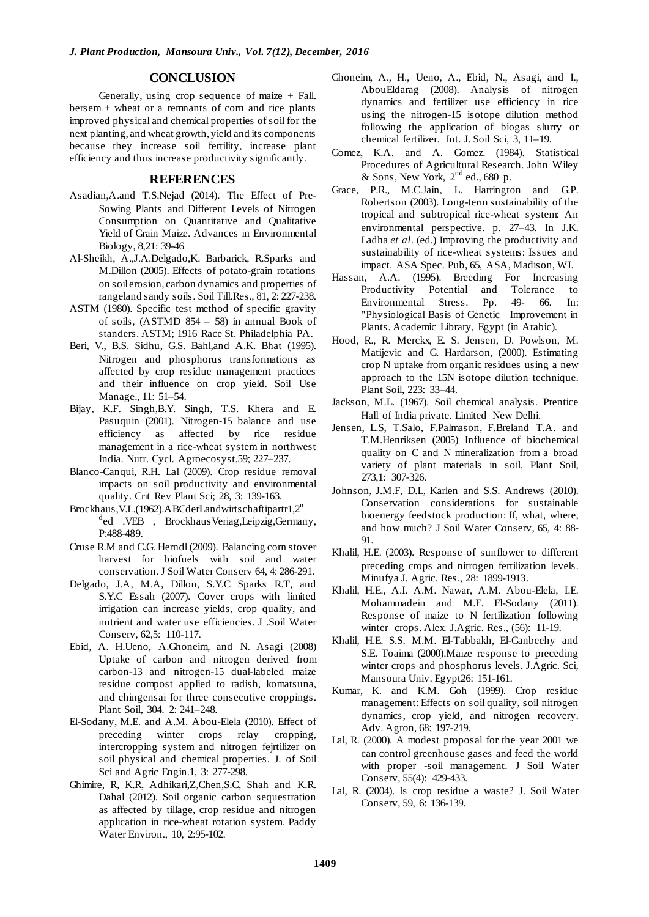## CONCLUSION

Generally, using crop sequence of maize + Fall. bersem + wheat or a remnants of corn and rice plants improved physical and chemical properties of soil for the next planting, and wheat growth, yield and its components because they increase soil fertility, increase plant efficiency and thus increase productivity significantly.

## REFERENCES

Asadian,A.and T.S.Nejad (2014). The Effect of Pre-Sowing Plants and Different Levels of Nitrogen Consumption on Quantitative and Qualitative Yield of Grain Maize. Advances in Environmental Biology, 8,21: 39-46

Al-Sheikh, A.,J.A.Delgado,K. Barbarick, R.Sparks and M.Dillon (2005). Effects of potato-grain rotations on soil erosion, carbon dynamics and properties of rangeland sandy soils. Soil Till.Res., 81, 2: 227-238.

ASTM (1980). Specific test method of specific gravity of soils, (ASTMD 854 – 58) in annual Book of standers. ASTM; 1916 Race St. Philadelphia PA.

Beri, V., B.S. Sidhu, G.S. Bahl,and A.K. Bhat (1995). Nitrogen and phosphorus transformations as affected by crop residue management practices and their influence on crop yield. Soil Use Manage., 11: 51–54.

Bijay, K.F. Singh,B.Y. Singh, T.S. Khera and E. Pasuquin (2001). Nitrogen-15 balance and use efficiency as affected by rice residue management in a rice-wheat system in northwest India. Nutr. Cycl. Agroecosyst.59; 227–237.

Blanco-Canqui, R.H. Lal (2009). Crop residue removal impacts on soil productivity and environmental quality. Crit Rev Plant Sci; 28, 3: 139-163.

Brockhaus,V.L.(1962).ABCderLandwirtschaftipartr1,2[n][d]ed .VEB , BrockhausVeriag,Leipzig,Germany, P:488-489.

Cruse R.M and C.G. Herndl (2009). Balancing corn stover harvest for biofuels with soil and water conservation. J Soil Water Conserv 64, 4: 286-291.

Delgado, J.A, M.A, Dillon, S.Y.C Sparks R.T, and S.Y.C Essah (2007). Cover crops with limited irrigation can increase yields, crop quality, and nutrient and water use efficiencies. J .Soil Water Conserv, 62,5: 110-117.

Ebid, A. H.Ueno, A.Ghoneim, and N. Asagi (2008) Uptake of carbon and nitrogen derived from carbon-13 and nitrogen-15 dual-labeled maize residue compost applied to radish, komatsuna, and chingensai for three consecutive croppings. Plant Soil, 304. 2: 241–248.

El-Sodany, M.E. and A.M. Abou-Elela (2010). Effect of preceding winter crops relay cropping, intercropping system and nitrogen fejrtilizer on soil physical and chemical properties. J. of Soil Sci and Agric Engin.1, 3: 277-298.

Ghimire, R, K.R, Adhikari,Z,Chen,S.C, Shah and K.R. Dahal (2012). Soil organic carbon sequestration as affected by tillage, crop residue and nitrogen application in rice-wheat rotation system. Paddy Water Environ., 10, 2:95-102.

Ghoneim, A., H., Ueno, A., Ebid, N., Asagi, and I., AbouEldarag (2008). Analysis of nitrogen dynamics and fertilizer use efficiency in rice using the nitrogen-15 isotope dilution method following the application of biogas slurry or chemical fertilizer. Int. J. Soil Sci, 3, 11–19.

Gomez, K.A. and A. Gomez. (1984). Statistical Procedures of Agricultural Research. John Wiley & Sons, New York, 2[nd] ed., 680 p.

Grace, P.R., M.C.Jain, L. Harrington and G.P. Robertson (2003). Long-term sustainability of the tropical and subtropical rice-wheat system: An environmental perspective. p. 27–43. In J.K. Ladha *et al*. (ed.) Improving the productivity and sustainability of rice-wheat systems: Issues and impact. ASA Spec. Pub, 65, ASA, Madison, WI.

Hassan, A.A. (1995). Breeding For Increasing Productivity Potential and Tolerance to Environmental Stress. Pp. 49- 66. In: "Physiological Basis of Genetic Improvement in Plants. Academic Library, Egypt (in Arabic).

Hood, R., R. Merckx, E. S. Jensen, D. Powlson, M. Matijevic and G. Hardarson, (2000). Estimating crop N uptake from organic residues using a new approach to the 15N isotope dilution technique. Plant Soil, 223: 33–44.

Jackson, M.L. (1967). Soil chemical analysis. Prentice Hall of India private. Limited New Delhi.

Jensen, L.S, T.Salo, F.Palmason, F.Breland T.A. and T.M.Henriksen (2005) Influence of biochemical quality on C and N mineralization from a broad variety of plant materials in soil. Plant Soil, 273,1: 307-326.

Johnson, J.M.F, D.L, Karlen and S.S. Andrews (2010). Conservation considerations for sustainable bioenergy feedstock production: If, what, where, and how much? J Soil Water Conserv, 65, 4: 88-91.

Khalil, H.E. (2003). Response of sunflower to different preceding crops and nitrogen fertilization levels. Minufya J. Agric. Res., 28: 1899-1913.

Khalil, H.E., A.I. A.M. Nawar, A.M. Abou-Elela, I.E. Mohammadein and M.E. El-Sodany (2011). Response of maize to N fertilization following winter crops. Alex. J.Agric. Res., (56): 11-19.

Khalil, H.E. S.S. M.M. El-Tabbakh, El-Ganbeehy and S.E. Toaima (2000).Maize response to preceding winter crops and phosphorus levels. J.Agric. Sci, Mansoura Univ. Egypt26: 151-161.

Kumar, K. and K.M. Goh (1999). Crop residue management: Effects on soil quality, soil nitrogen dynamics, crop yield, and nitrogen recovery. Adv. Agron, 68: 197-219.

Lal, R. (2000). A modest proposal for the year 2001 we can control greenhouse gases and feed the world with proper -soil management. J Soil Water Conserv, 55(4): 429-433.

Lal, R. (2004). Is crop residue a waste? J. Soil Water Conserv, 59, 6: 136-139.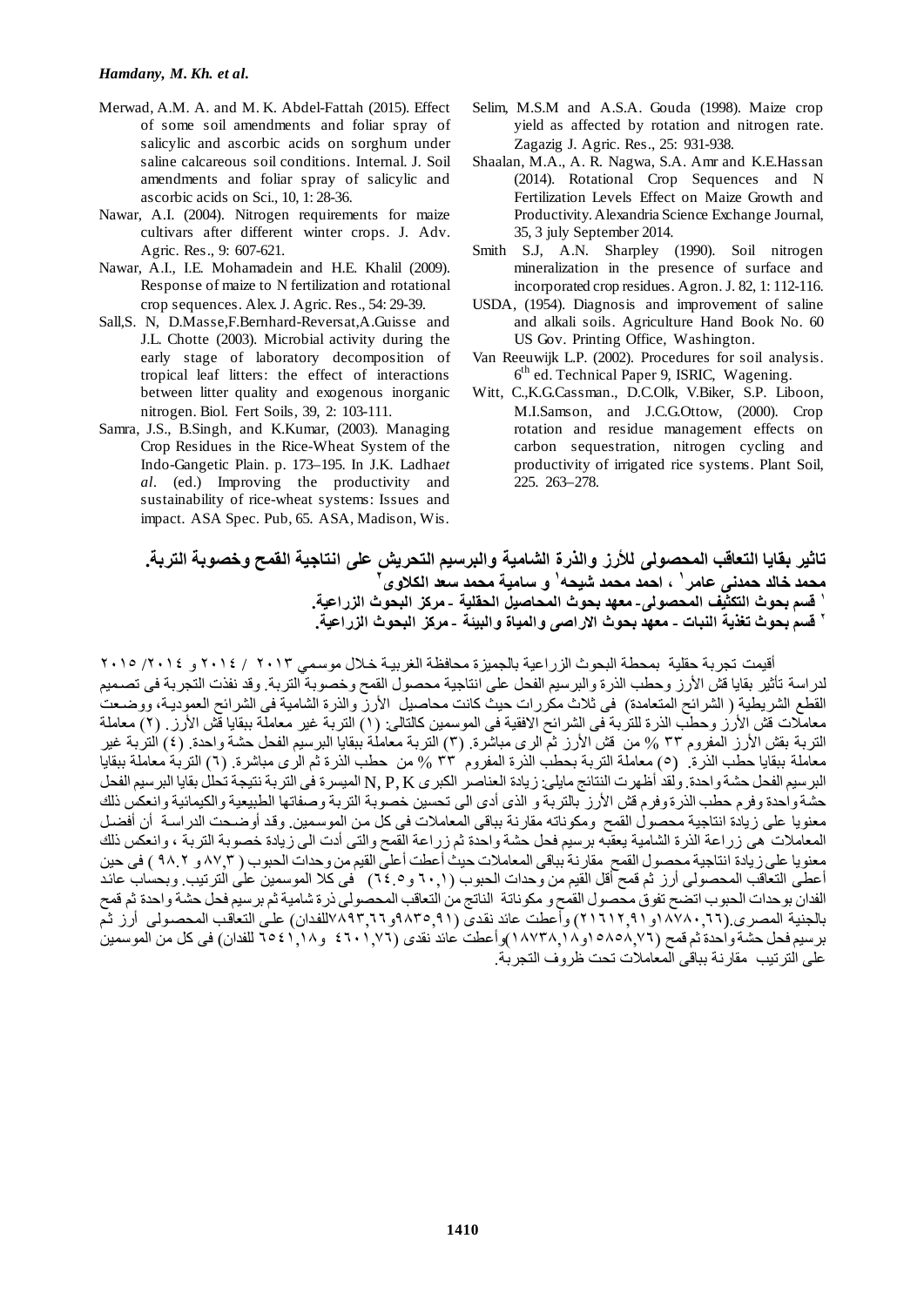Merwad, A.M. A. and M. K. Abdel-Fattah (2015). Effect of some soil amendments and foliar spray of salicylic and ascorbic acids on sorghum under saline calcareous soil conditions. Internal. J. Soil amendments and foliar spray of salicylic and ascorbic acids on Sci., 10, 1: 28-36.

Nawar, A.I. (2004). Nitrogen requirements for maize cultivars after different winter crops. J. Adv. Agric. Res., 9: 607-621.

Nawar, A.I., I.E. Mohamadein and H.E. Khalil (2009). Response of maize to N fertilization and rotational crop sequences. Alex. J. Agric. Res., 54: 29-39.

Sall,S. N, D.Masse,F.Bernhard-Reversat,A.Guisse and J.L. Chotte (2003). Microbial activity during the early stage of laboratory decomposition of tropical leaf litters: the effect of interactions between litter quality and exogenous inorganic nitrogen. Biol. Fert Soils, 39, 2: 103-111.

Samra, J.S., B.Singh, and K.Kumar, (2003). Managing Crop Residues in the Rice-Wheat System of the Indo-Gangetic Plain. p. 173–195. In J.K. Ladha*et al*. (ed.) Improving the productivity and sustainability of rice-wheat systems: Issues and impact. ASA Spec. Pub, 65. ASA, Madison, Wis.

Selim, M.S.M and A.S.A. Gouda (1998). Maize crop yield as affected by rotation and nitrogen rate. Zagazig J. Agric. Res., 25: 931-938.

Shaalan, M.A., A. R. Nagwa, S.A. Amr and K.E.Hassan (2014). Rotational Crop Sequences and N Fertilization Levels Effect on Maize Growth and Productivity. Alexandria Science Exchange Journal, 35, 3 july September 2014.

Smith S.J, A.N. Sharpley (1990). Soil nitrogen mineralization in the presence of surface and incorporated crop residues. Agron. J. 82, 1: 112-116.

USDA, (1954). Diagnosis and improvement of saline and alkali soils. Agriculture Hand Book No. 60 US Gov. Printing Office, Washington.

Van Reeuwijk L.P. (2002). Procedures for soil analysis. 6th ed. Technical Paper 9, ISRIC, Wagening.

Witt, C.,K.G.Cassman., D.C.Olk, V.Biker, S.P. Liboon, M.I.Samson, and J.C.G.Ottow, (2000). Crop rotation and residue management effects on carbon sequestration, nitrogen cycling and productivity of irrigated rice systems. Plant Soil, 225. 263–278.

## تاثير بقايا التعاقب المحصولى للأرز والذرة الشامية والبرسيم التحريش على انتاجية القمح وخصوبة التربة.

**محمد خالد حمدنى عامر[1] ، احمد محمد شيحه[1] و سامية محمد سعد الكلاوى[2]**

**[1] قسم بحوث التكثيف المحصولى- معهد بحوث المحاصيل الحقلية - مركز البحوث الزراعية.**

**[2] قسم بحوث تغذية النبات - معهد بحوث الاراضى والمياة والبيئة - مركز البحوث الزراعية.**

أقيمت تجربة حقلية بمحطة البحوث الزراعية بالجميزة محافظة الغربية خلال موسمي ٢٠١٣ / ٢٠١٤ و ٢٠١٤/ ٢٠١٥ لدراسة تأثير بقايا قش الأرز وحطب الذرة والبرسيم الفحل على انتاجية محصول القمح وخصوبة التربة. وقد نفذت التجربة فى تصميم القطع الشريطية ( الشرائح المتعامدة) فى ثلاث مكررات حيث كانت محاصيل الأرز والذرة الشامية فى الشرائح العمودية، ووضعت معاملات قش الأرز وحطب الذرة للتربة فى الشرائح الافقية فى الموسمين كالتالى: (١) التربة غير معاملة ببقايا قش الأرز. (٢) معاملة التربة بقش الأرز المفروم ٣٣ % من قش الأرز ثم الرى مباشرة. (٣) التربة معاملة ببقايا البرسيم الفحل حشة واحدة. (٤) التربة غير معاملة ببقايا حطب الذرة. (٥) معاملة التربة بحطب الذرة المفروم ٣٣ % من حطب الذرة ثم الرى مباشرة. (٦) التربة معاملة ببقايا البرسيم الفحل حشة واحدة. ولقد أظهرت النتائج مايلى: زيادة العناصر الكبرى N, P, K الميسرة فى التربة نتيجة تحلل بقايا البرسيم الفحل حشة واحدة وفرم حطب الذرة وفرم قش الأرز بالتربة و الذى أدى الى تحسين خصوبة التربة وصفاتها الطبيعية والكيمائية وانعكس ذلك معنويا على زيادة انتاجية محصول القمح ومكوناته مقارنة بباقى المعاملات فى كل من الموسمين. وقد أوضحت الدراسة أن أفضل المعاملات هى زراعة الذرة الشامية يعقبه برسيم فحل حشة واحدة ثم زراعة القمح والتى أدت الى زيادة خصوبة التربة ، وانعكس ذلك معنويا على زيادة انتاجية محصول القمح مقارنة بباقى المعاملات حيث أعطت أعلى القيم من وحدات الحبوب ( ٨٧,٣ و ٩٨.٢ ) فى حين أعطى التعاقب المحصولى أرز ثم قمح أقل القيم من وحدات الحبوب (٦٠,١ و٦٤.٥) فى كلا الموسمين على الترتيب. وبحساب عائد الفدان بوحدات الحبوب اتضح تفوق محصول القمح و مكوناتة الناتج من التعاقب المحصولى ذرة شامية ثم برسيم فحل حشة واحدة ثم قمح بالجنية المصرى.(١٨٧٨٠,٦٦و٢١٦١٢,٩١) وأعطت عائد نقدى (٩٨٣٥,٩١و٧٨٩٣,٦٦للفدان) على التعاقب المحصولى أرز ثم برسيم فحل حشة واحدة ثم قمح (١٥٨٥٨,٧٦و١٨٧٣٨,١٨)وأعطت عائد نقدى (٤٦٠١,٧٦ و٦٥٤١,١٨ للفدان) فى كل من الموسمين على الترتيب مقارنة بباقى المعاملات تحت ظروف التجربة.